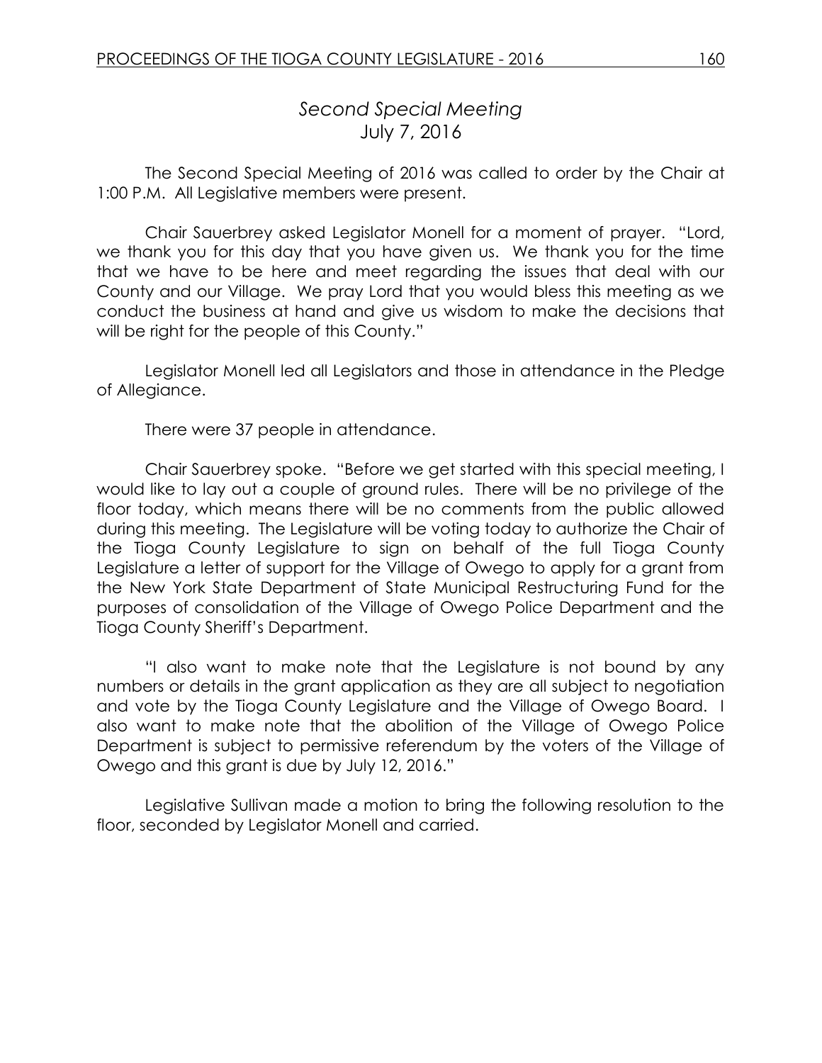## *Second Special Meeting*
## July 7, 2016

The Second Special Meeting of 2016 was called to order by the Chair at 1:00 P.M. All Legislative members were present.

Chair Sauerbrey asked Legislator Monell for a moment of prayer. "Lord, we thank you for this day that you have given us. We thank you for the time that we have to be here and meet regarding the issues that deal with our County and our Village. We pray Lord that you would bless this meeting as we conduct the business at hand and give us wisdom to make the decisions that will be right for the people of this County."

Legislator Monell led all Legislators and those in attendance in the Pledge of Allegiance.

There were 37 people in attendance.

Chair Sauerbrey spoke. "Before we get started with this special meeting, I would like to lay out a couple of ground rules. There will be no privilege of the floor today, which means there will be no comments from the public allowed during this meeting. The Legislature will be voting today to authorize the Chair of the Tioga County Legislature to sign on behalf of the full Tioga County Legislature a letter of support for the Village of Owego to apply for a grant from the New York State Department of State Municipal Restructuring Fund for the purposes of consolidation of the Village of Owego Police Department and the Tioga County Sheriff's Department.

"I also want to make note that the Legislature is not bound by any numbers or details in the grant application as they are all subject to negotiation and vote by the Tioga County Legislature and the Village of Owego Board. I also want to make note that the abolition of the Village of Owego Police Department is subject to permissive referendum by the voters of the Village of Owego and this grant is due by July 12, 2016."

Legislative Sullivan made a motion to bring the following resolution to the floor, seconded by Legislator Monell and carried.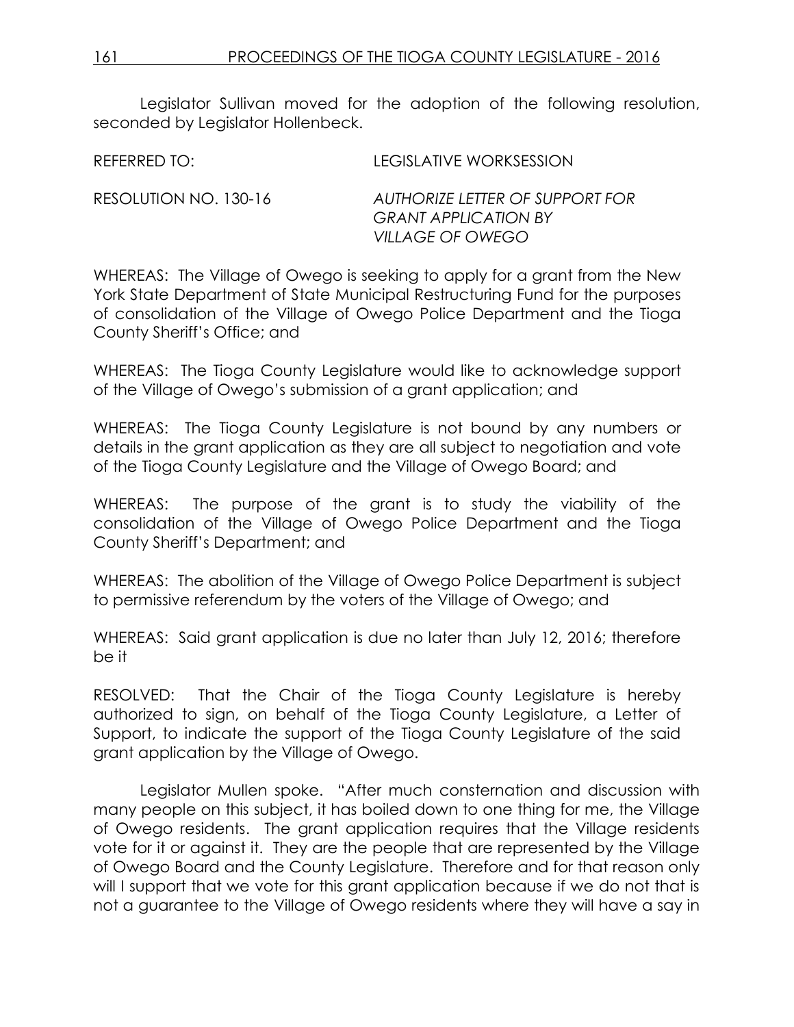Legislator Sullivan moved for the adoption of the following resolution, seconded by Legislator Hollenbeck.

REFERRED TO: LEGISLATIVE WORKSESSION

RESOLUTION NO. 130-16 *AUTHORIZE LETTER OF SUPPORT FOR GRANT APPLICATION BY VILLAGE OF OWEGO*

WHEREAS: The Village of Owego is seeking to apply for a grant from the New York State Department of State Municipal Restructuring Fund for the purposes of consolidation of the Village of Owego Police Department and the Tioga County Sheriff's Office; and

WHEREAS: The Tioga County Legislature would like to acknowledge support of the Village of Owego's submission of a grant application; and

WHEREAS: The Tioga County Legislature is not bound by any numbers or details in the grant application as they are all subject to negotiation and vote of the Tioga County Legislature and the Village of Owego Board; and

WHEREAS: The purpose of the grant is to study the viability of the consolidation of the Village of Owego Police Department and the Tioga County Sheriff's Department; and

WHEREAS: The abolition of the Village of Owego Police Department is subject to permissive referendum by the voters of the Village of Owego; and

WHEREAS: Said grant application is due no later than July 12, 2016; therefore be it

RESOLVED: That the Chair of the Tioga County Legislature is hereby authorized to sign, on behalf of the Tioga County Legislature, a Letter of Support, to indicate the support of the Tioga County Legislature of the said grant application by the Village of Owego.

Legislator Mullen spoke. "After much consternation and discussion with many people on this subject, it has boiled down to one thing for me, the Village of Owego residents. The grant application requires that the Village residents vote for it or against it. They are the people that are represented by the Village of Owego Board and the County Legislature. Therefore and for that reason only will I support that we vote for this grant application because if we do not that is not a guarantee to the Village of Owego residents where they will have a say in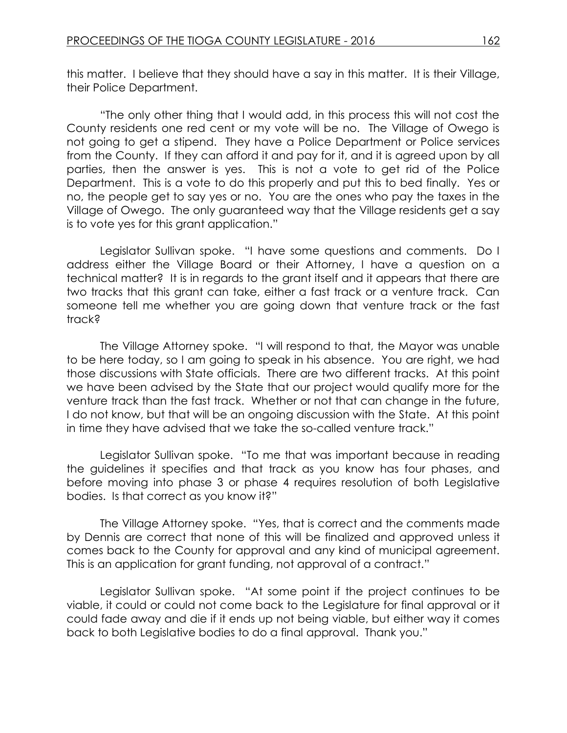this matter. I believe that they should have a say in this matter. It is their Village, their Police Department.

"The only other thing that I would add, in this process this will not cost the County residents one red cent or my vote will be no. The Village of Owego is not going to get a stipend. They have a Police Department or Police services from the County. If they can afford it and pay for it, and it is agreed upon by all parties, then the answer is yes. This is not a vote to get rid of the Police Department. This is a vote to do this properly and put this to bed finally. Yes or no, the people get to say yes or no. You are the ones who pay the taxes in the Village of Owego. The only guaranteed way that the Village residents get a say is to vote yes for this grant application."

Legislator Sullivan spoke. "I have some questions and comments. Do I address either the Village Board or their Attorney, I have a question on a technical matter? It is in regards to the grant itself and it appears that there are two tracks that this grant can take, either a fast track or a venture track. Can someone tell me whether you are going down that venture track or the fast track?

The Village Attorney spoke. "I will respond to that, the Mayor was unable to be here today, so I am going to speak in his absence. You are right, we had those discussions with State officials. There are two different tracks. At this point we have been advised by the State that our project would qualify more for the venture track than the fast track. Whether or not that can change in the future, I do not know, but that will be an ongoing discussion with the State. At this point in time they have advised that we take the so-called venture track."

Legislator Sullivan spoke. "To me that was important because in reading the guidelines it specifies and that track as you know has four phases, and before moving into phase 3 or phase 4 requires resolution of both Legislative bodies. Is that correct as you know it?"

The Village Attorney spoke. "Yes, that is correct and the comments made by Dennis are correct that none of this will be finalized and approved unless it comes back to the County for approval and any kind of municipal agreement. This is an application for grant funding, not approval of a contract."

Legislator Sullivan spoke. "At some point if the project continues to be viable, it could or could not come back to the Legislature for final approval or it could fade away and die if it ends up not being viable, but either way it comes back to both Legislative bodies to do a final approval. Thank you."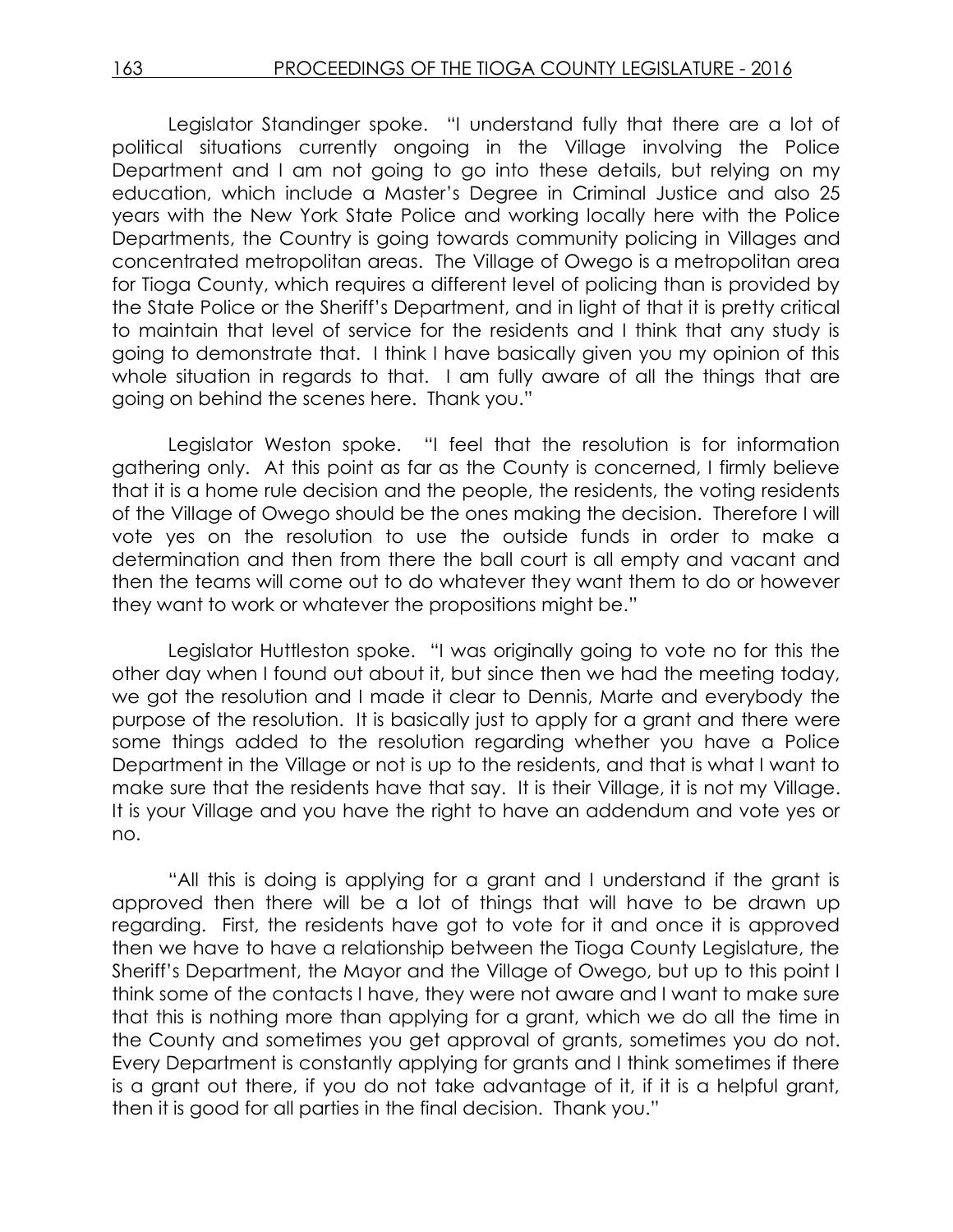Legislator Standinger spoke. "I understand fully that there are a lot of political situations currently ongoing in the Village involving the Police Department and I am not going to go into these details, but relying on my education, which include a Master's Degree in Criminal Justice and also 25 years with the New York State Police and working locally here with the Police Departments, the Country is going towards community policing in Villages and concentrated metropolitan areas. The Village of Owego is a metropolitan area for Tioga County, which requires a different level of policing than is provided by the State Police or the Sheriff's Department, and in light of that it is pretty critical to maintain that level of service for the residents and I think that any study is going to demonstrate that. I think I have basically given you my opinion of this whole situation in regards to that. I am fully aware of all the things that are going on behind the scenes here. Thank you."

Legislator Weston spoke. "I feel that the resolution is for information gathering only. At this point as far as the County is concerned, I firmly believe that it is a home rule decision and the people, the residents, the voting residents of the Village of Owego should be the ones making the decision. Therefore I will vote yes on the resolution to use the outside funds in order to make a determination and then from there the ball court is all empty and vacant and then the teams will come out to do whatever they want them to do or however they want to work or whatever the propositions might be."

Legislator Huttleston spoke. "I was originally going to vote no for this the other day when I found out about it, but since then we had the meeting today, we got the resolution and I made it clear to Dennis, Marte and everybody the purpose of the resolution. It is basically just to apply for a grant and there were some things added to the resolution regarding whether you have a Police Department in the Village or not is up to the residents, and that is what I want to make sure that the residents have that say. It is their Village, it is not my Village. It is your Village and you have the right to have an addendum and vote yes or no.

"All this is doing is applying for a grant and I understand if the grant is approved then there will be a lot of things that will have to be drawn up regarding. First, the residents have got to vote for it and once it is approved then we have to have a relationship between the Tioga County Legislature, the Sheriff's Department, the Mayor and the Village of Owego, but up to this point I think some of the contacts I have, they were not aware and I want to make sure that this is nothing more than applying for a grant, which we do all the time in the County and sometimes you get approval of grants, sometimes you do not. Every Department is constantly applying for grants and I think sometimes if there is a grant out there, if you do not take advantage of it, if it is a helpful grant, then it is good for all parties in the final decision. Thank you."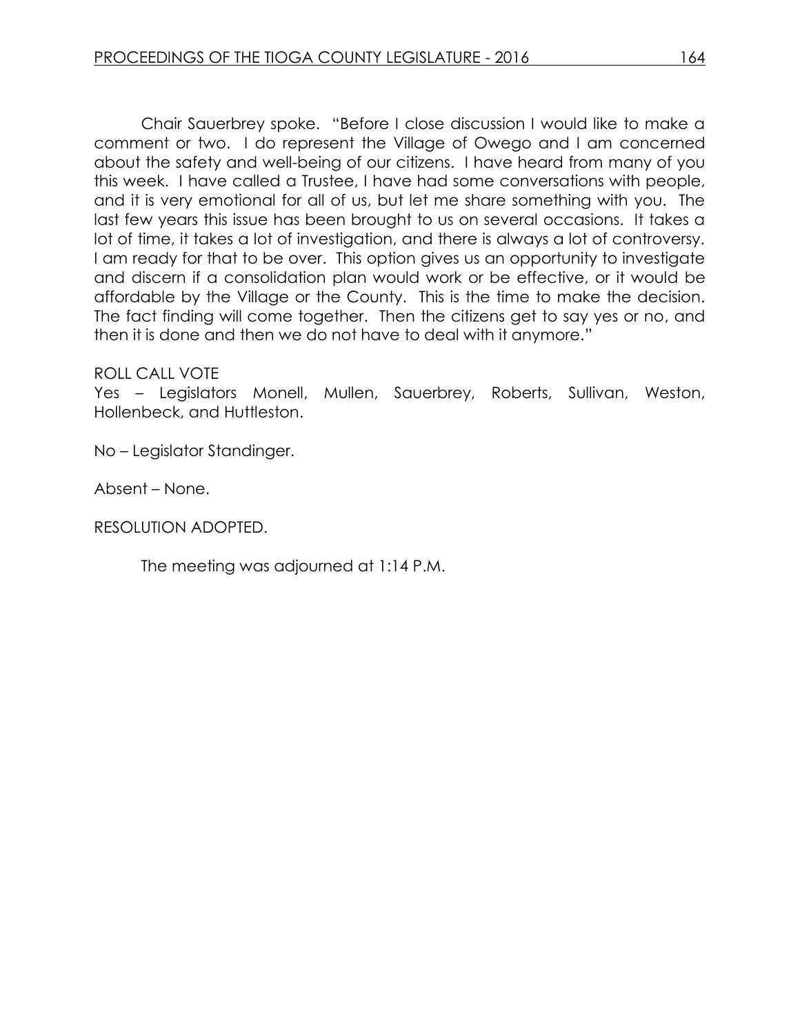Chair Sauerbrey spoke. "Before I close discussion I would like to make a comment or two. I do represent the Village of Owego and I am concerned about the safety and well-being of our citizens. I have heard from many of you this week. I have called a Trustee, I have had some conversations with people, and it is very emotional for all of us, but let me share something with you. The last few years this issue has been brought to us on several occasions. It takes a lot of time, it takes a lot of investigation, and there is always a lot of controversy. I am ready for that to be over. This option gives us an opportunity to investigate and discern if a consolidation plan would work or be effective, or it would be affordable by the Village or the County. This is the time to make the decision. The fact finding will come together. Then the citizens get to say yes or no, and then it is done and then we do not have to deal with it anymore."

ROLL CALL VOTE

Yes – Legislators Monell, Mullen, Sauerbrey, Roberts, Sullivan, Weston, Hollenbeck, and Huttleston.

No – Legislator Standinger.

Absent – None.

RESOLUTION ADOPTED.

The meeting was adjourned at 1:14 P.M.